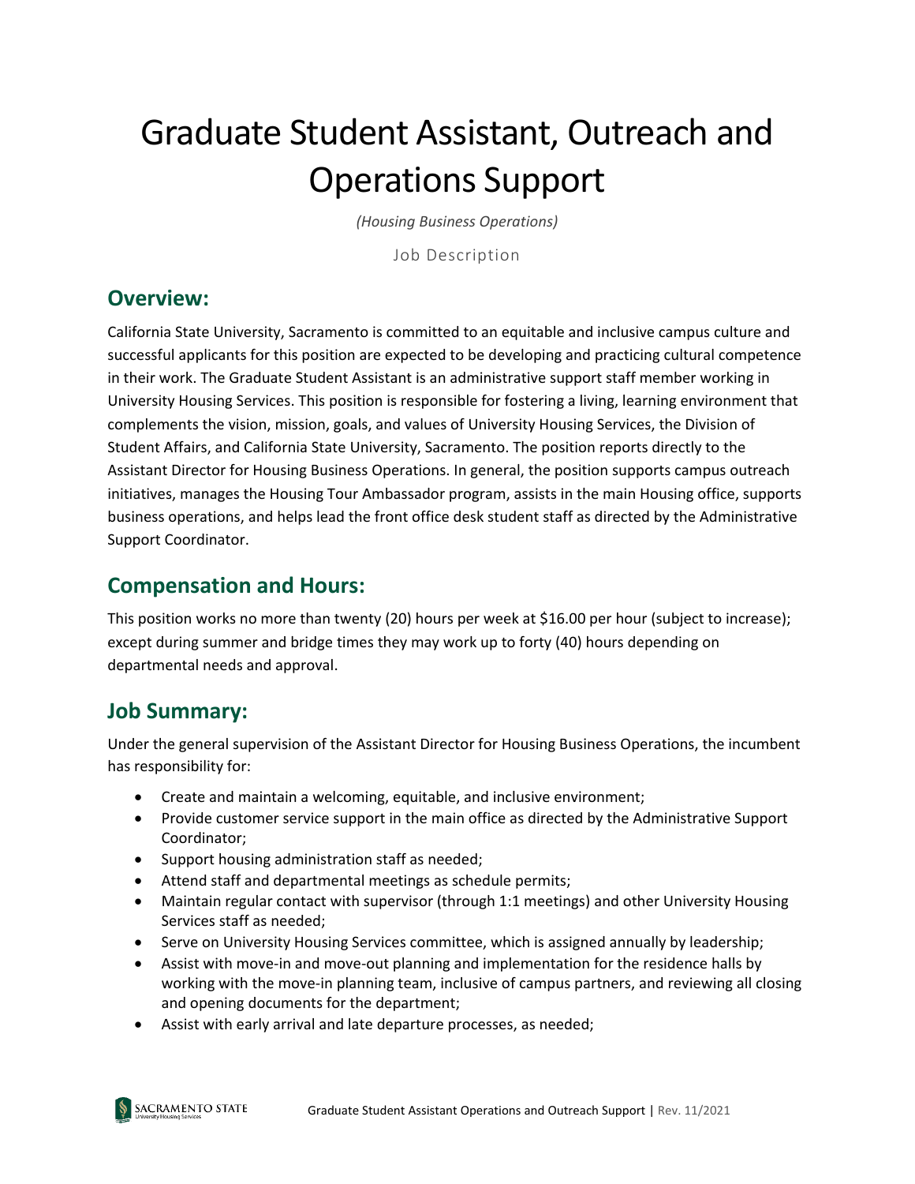# Graduate Student Assistant, Outreach and Operations Support

*(Housing Business Operations)*

Job Description

## Overview:

California State University, Sacramento is committed to an equitable and inclusive campus culture and successful applicants for this position are expected to be developing and practicing cultural competence in their work. The Graduate Student Assistant is an administrative support staff member working in University Housing Services. This position is responsible for fostering a living, learning environment that complements the vision, mission, goals, and values of University Housing Services, the Division of Student Affairs, and California State University, Sacramento. The position reports directly to the Assistant Director for Housing Business Operations. In general, the position supports campus outreach initiatives, manages the Housing Tour Ambassador program, assists in the main Housing office, supports business operations, and helps lead the front office desk student staff as directed by the Administrative Support Coordinator.

## Compensation and Hours:

This position works no more than twenty (20) hours per week at $16.00 per hour (subject to increase); except during summer and bridge times they may work up to forty (40) hours depending on departmental needs and approval.

## Job Summary:

Under the general supervision of the Assistant Director for Housing Business Operations, the incumbent has responsibility for:

- Create and maintain a welcoming, equitable, and inclusive environment;
- Provide customer service support in the main office as directed by the Administrative Support Coordinator;
- Support housing administration staff as needed;
- Attend staff and departmental meetings as schedule permits;
- Maintain regular contact with supervisor (through 1:1 meetings) and other University Housing Services staff as needed;
- Serve on University Housing Services committee, which is assigned annually by leadership;
- Assist with move-in and move-out planning and implementation for the residence halls by working with the move-in planning team, inclusive of campus partners, and reviewing all closing and opening documents for the department;
- Assist with early arrival and late departure processes, as needed;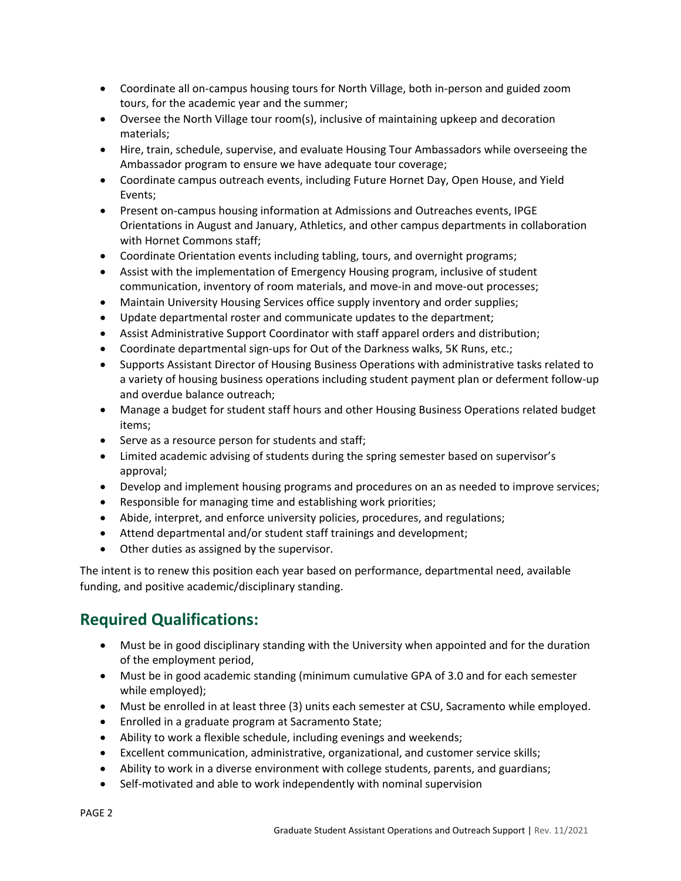- Coordinate all on-campus housing tours for North Village, both in-person and guided zoom tours, for the academic year and the summer;
- Oversee the North Village tour room(s), inclusive of maintaining upkeep and decoration materials;
- Hire, train, schedule, supervise, and evaluate Housing Tour Ambassadors while overseeing the Ambassador program to ensure we have adequate tour coverage;
- Coordinate campus outreach events, including Future Hornet Day, Open House, and Yield Events;
- Present on-campus housing information at Admissions and Outreaches events, IPGE Orientations in August and January, Athletics, and other campus departments in collaboration with Hornet Commons staff;
- Coordinate Orientation events including tabling, tours, and overnight programs;
- Assist with the implementation of Emergency Housing program, inclusive of student communication, inventory of room materials, and move-in and move-out processes;
- Maintain University Housing Services office supply inventory and order supplies;
- Update departmental roster and communicate updates to the department;
- Assist Administrative Support Coordinator with staff apparel orders and distribution;
- Coordinate departmental sign-ups for Out of the Darkness walks, 5K Runs, etc.;
- Supports Assistant Director of Housing Business Operations with administrative tasks related to a variety of housing business operations including student payment plan or deferment follow-up and overdue balance outreach;
- Manage a budget for student staff hours and other Housing Business Operations related budget items;
- Serve as a resource person for students and staff;
- Limited academic advising of students during the spring semester based on supervisor's approval;
- Develop and implement housing programs and procedures on an as needed to improve services;
- Responsible for managing time and establishing work priorities;
- Abide, interpret, and enforce university policies, procedures, and regulations;
- Attend departmental and/or student staff trainings and development;
- Other duties as assigned by the supervisor.

The intent is to renew this position each year based on performance, departmental need, available funding, and positive academic/disciplinary standing.

## Required Qualifications:

- Must be in good disciplinary standing with the University when appointed and for the duration of the employment period,
- Must be in good academic standing (minimum cumulative GPA of 3.0 and for each semester while employed);
- Must be enrolled in at least three (3) units each semester at CSU, Sacramento while employed.
- Enrolled in a graduate program at Sacramento State;
- Ability to work a flexible schedule, including evenings and weekends;
- Excellent communication, administrative, organizational, and customer service skills;
- Ability to work in a diverse environment with college students, parents, and guardians;
- Self-motivated and able to work independently with nominal supervision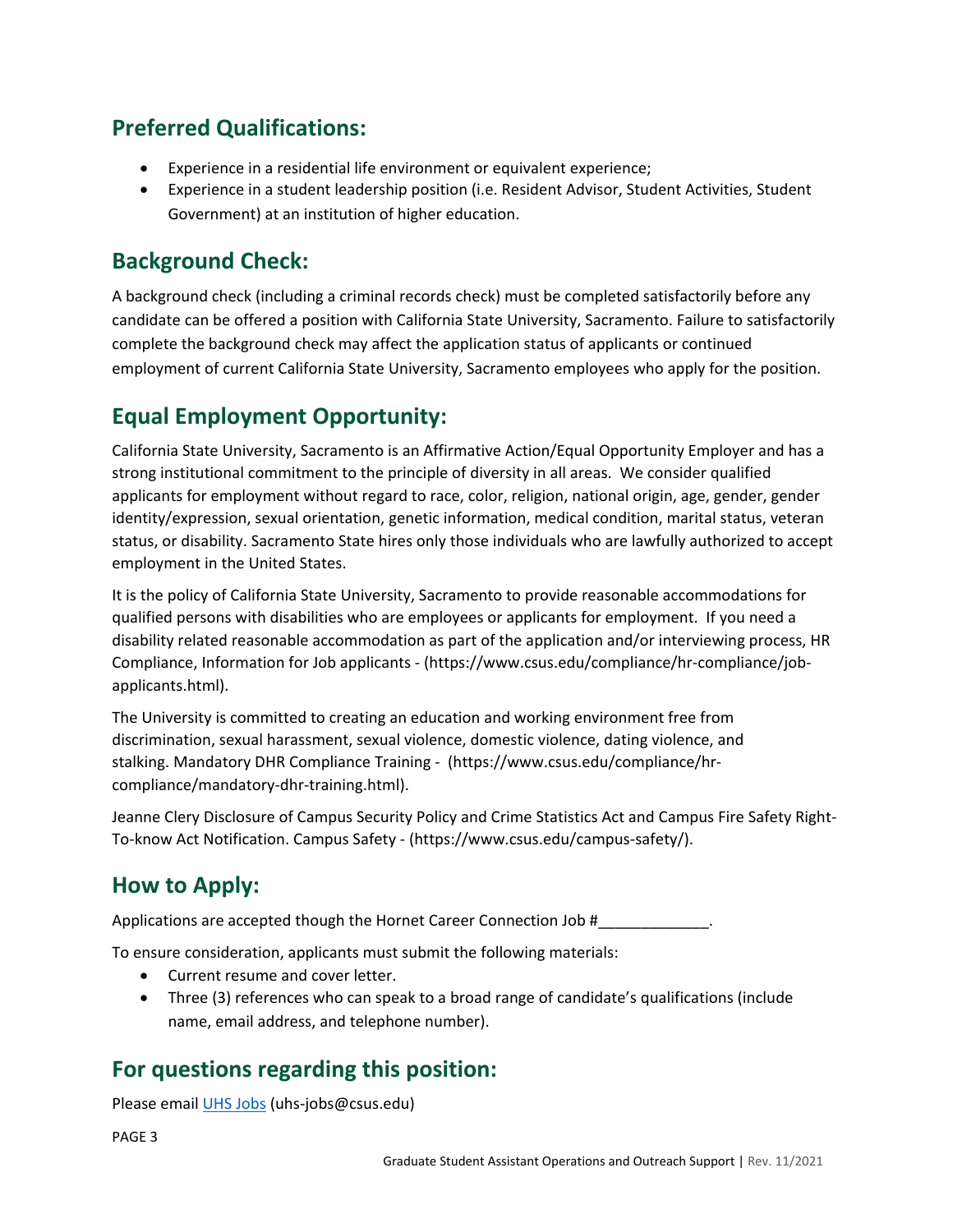## Preferred Qualifications:

- Experience in a residential life environment or equivalent experience;
- Experience in a student leadership position (i.e. Resident Advisor, Student Activities, Student Government) at an institution of higher education.

## Background Check:

A background check (including a criminal records check) must be completed satisfactorily before any candidate can be offered a position with California State University, Sacramento. Failure to satisfactorily complete the background check may affect the application status of applicants or continued employment of current California State University, Sacramento employees who apply for the position.

## Equal Employment Opportunity:

California State University, Sacramento is an Affirmative Action/Equal Opportunity Employer and has a strong institutional commitment to the principle of diversity in all areas. We consider qualified applicants for employment without regard to race, color, religion, national origin, age, gender, gender identity/expression, sexual orientation, genetic information, medical condition, marital status, veteran status, or disability. Sacramento State hires only those individuals who are lawfully authorized to accept employment in the United States.

It is the policy of California State University, Sacramento to provide reasonable accommodations for qualified persons with disabilities who are employees or applicants for employment. If you need a disability related reasonable accommodation as part of the application and/or interviewing process, HR Compliance, Information for Job applicants - (https://www.csus.edu/compliance/hr-compliance/job-applicants.html).

The University is committed to creating an education and working environment free from discrimination, sexual harassment, sexual violence, domestic violence, dating violence, and stalking. Mandatory DHR Compliance Training - (https://www.csus.edu/compliance/hr-compliance/mandatory-dhr-training.html).

Jeanne Clery Disclosure of Campus Security Policy and Crime Statistics Act and Campus Fire Safety Right-To-know Act Notification. Campus Safety - (https://www.csus.edu/campus-safety/).

## How to Apply:

Applications are accepted though the Hornet Career Connection Job #_____________.

To ensure consideration, applicants must submit the following materials:

- Current resume and cover letter.
- Three (3) references who can speak to a broad range of candidate's qualifications (include name, email address, and telephone number).

## For questions regarding this position:

Please email UHS Jobs (uhs-jobs@csus.edu)